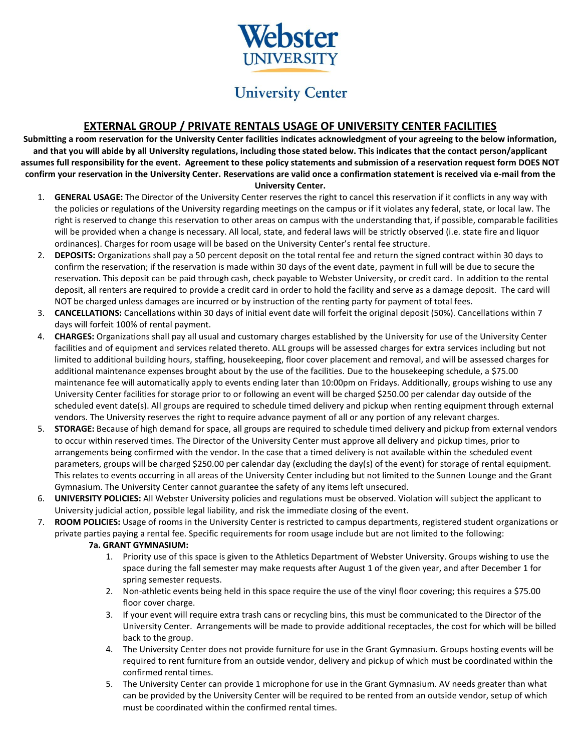# Webster UNIVERSITY

## University Center

### EXTERNAL GROUP / PRIVATE RENTALS USAGE OF UNIVERSITY CENTER FACILITIES

**Submitting a room reservation for the University Center facilities indicates acknowledgment of your agreeing to the below information, and that you will abide by all University regulations, including those stated below. This indicates that the contact person/applicant assumes full responsibility for the event. Agreement to these policy statements and submission of a reservation request form DOES NOT confirm your reservation in the University Center. Reservations are valid once a confirmation statement is received via e-mail from the University Center.**

1. **GENERAL USAGE:** The Director of the University Center reserves the right to cancel this reservation if it conflicts in any way with the policies or regulations of the University regarding meetings on the campus or if it violates any federal, state, or local law. The right is reserved to change this reservation to other areas on campus with the understanding that, if possible, comparable facilities will be provided when a change is necessary. All local, state, and federal laws will be strictly observed (i.e. state fire and liquor ordinances). Charges for room usage will be based on the University Center's rental fee structure.
2. **DEPOSITS:** Organizations shall pay a 50 percent deposit on the total rental fee and return the signed contract within 30 days to confirm the reservation; if the reservation is made within 30 days of the event date, payment in full will be due to secure the reservation. This deposit can be paid through cash, check payable to Webster University, or credit card. In addition to the rental deposit, all renters are required to provide a credit card in order to hold the facility and serve as a damage deposit. The card will NOT be charged unless damages are incurred or by instruction of the renting party for payment of total fees.
3. **CANCELLATIONS:** Cancellations within 30 days of initial event date will forfeit the original deposit (50%). Cancellations within 7 days will forfeit 100% of rental payment.
4. **CHARGES:** Organizations shall pay all usual and customary charges established by the University for use of the University Center facilities and of equipment and services related thereto. ALL groups will be assessed charges for extra services including but not limited to additional building hours, staffing, housekeeping, floor cover placement and removal, and will be assessed charges for additional maintenance expenses brought about by the use of the facilities. Due to the housekeeping schedule, a $75.00 maintenance fee will automatically apply to events ending later than 10:00pm on Fridays. Additionally, groups wishing to use any University Center facilities for storage prior to or following an event will be charged $250.00 per calendar day outside of the scheduled event date(s). All groups are required to schedule timed delivery and pickup when renting equipment through external vendors. The University reserves the right to require advance payment of all or any portion of any relevant charges.
5. **STORAGE:** Because of high demand for space, all groups are required to schedule timed delivery and pickup from external vendors to occur within reserved times. The Director of the University Center must approve all delivery and pickup times, prior to arrangements being confirmed with the vendor. In the case that a timed delivery is not available within the scheduled event parameters, groups will be charged $250.00 per calendar day (excluding the day(s) of the event) for storage of rental equipment. This relates to events occurring in all areas of the University Center including but not limited to the Sunnen Lounge and the Grant Gymnasium. The University Center cannot guarantee the safety of any items left unsecured.
6. **UNIVERSITY POLICIES:** All Webster University policies and regulations must be observed. Violation will subject the applicant to University judicial action, possible legal liability, and risk the immediate closing of the event.
7. **ROOM POLICIES:** Usage of rooms in the University Center is restricted to campus departments, registered student organizations or private parties paying a rental fee. Specific requirements for room usage include but are not limited to the following:

   **7a. GRANT GYMNASIUM:**

   1. Priority use of this space is given to the Athletics Department of Webster University. Groups wishing to use the space during the fall semester may make requests after August 1 of the given year, and after December 1 for spring semester requests.
   2. Non-athletic events being held in this space require the use of the vinyl floor covering; this requires a $75.00 floor cover charge.
   3. If your event will require extra trash cans or recycling bins, this must be communicated to the Director of the University Center. Arrangements will be made to provide additional receptacles, the cost for which will be billed back to the group.
   4. The University Center does not provide furniture for use in the Grant Gymnasium. Groups hosting events will be required to rent furniture from an outside vendor, delivery and pickup of which must be coordinated within the confirmed rental times.
   5. The University Center can provide 1 microphone for use in the Grant Gymnasium. AV needs greater than what can be provided by the University Center will be required to be rented from an outside vendor, setup of which must be coordinated within the confirmed rental times.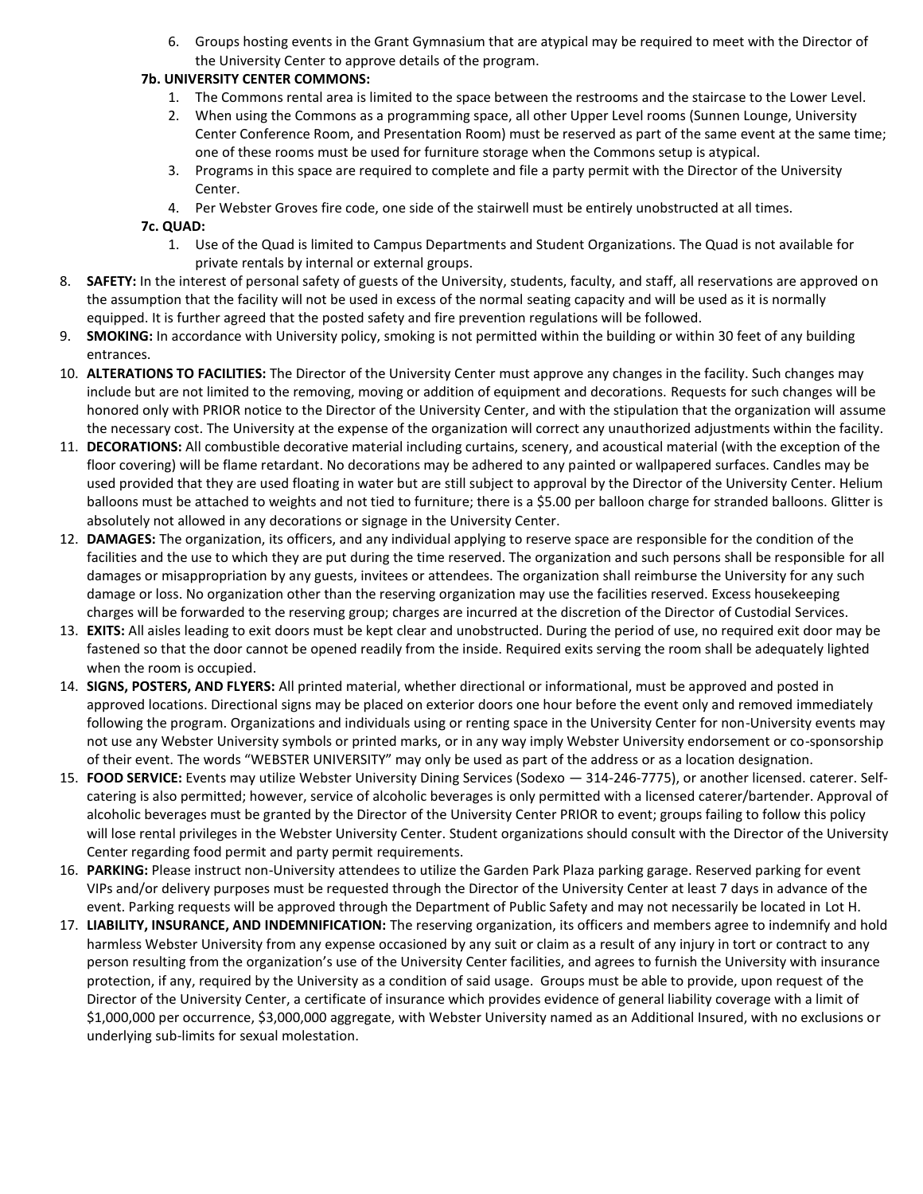6. Groups hosting events in the Grant Gymnasium that are atypical may be required to meet with the Director of the University Center to approve details of the program.

**7b. UNIVERSITY CENTER COMMONS:**

1. The Commons rental area is limited to the space between the restrooms and the staircase to the Lower Level.
2. When using the Commons as a programming space, all other Upper Level rooms (Sunnen Lounge, University Center Conference Room, and Presentation Room) must be reserved as part of the same event at the same time; one of these rooms must be used for furniture storage when the Commons setup is atypical.
3. Programs in this space are required to complete and file a party permit with the Director of the University Center.
4. Per Webster Groves fire code, one side of the stairwell must be entirely unobstructed at all times.

**7c. QUAD:**

1. Use of the Quad is limited to Campus Departments and Student Organizations. The Quad is not available for private rentals by internal or external groups.

8. **SAFETY:** In the interest of personal safety of guests of the University, students, faculty, and staff, all reservations are approved on the assumption that the facility will not be used in excess of the normal seating capacity and will be used as it is normally equipped. It is further agreed that the posted safety and fire prevention regulations will be followed.
9. **SMOKING:** In accordance with University policy, smoking is not permitted within the building or within 30 feet of any building entrances.
10. **ALTERATIONS TO FACILITIES:** The Director of the University Center must approve any changes in the facility. Such changes may include but are not limited to the removing, moving or addition of equipment and decorations. Requests for such changes will be honored only with PRIOR notice to the Director of the University Center, and with the stipulation that the organization will assume the necessary cost. The University at the expense of the organization will correct any unauthorized adjustments within the facility.
11. **DECORATIONS:** All combustible decorative material including curtains, scenery, and acoustical material (with the exception of the floor covering) will be flame retardant. No decorations may be adhered to any painted or wallpapered surfaces. Candles may be used provided that they are used floating in water but are still subject to approval by the Director of the University Center. Helium balloons must be attached to weights and not tied to furniture; there is a $5.00 per balloon charge for stranded balloons. Glitter is absolutely not allowed in any decorations or signage in the University Center.
12. **DAMAGES:** The organization, its officers, and any individual applying to reserve space are responsible for the condition of the facilities and the use to which they are put during the time reserved. The organization and such persons shall be responsible for all damages or misappropriation by any guests, invitees or attendees. The organization shall reimburse the University for any such damage or loss. No organization other than the reserving organization may use the facilities reserved. Excess housekeeping charges will be forwarded to the reserving group; charges are incurred at the discretion of the Director of Custodial Services.
13. **EXITS:** All aisles leading to exit doors must be kept clear and unobstructed. During the period of use, no required exit door may be fastened so that the door cannot be opened readily from the inside. Required exits serving the room shall be adequately lighted when the room is occupied.
14. **SIGNS, POSTERS, AND FLYERS:** All printed material, whether directional or informational, must be approved and posted in approved locations. Directional signs may be placed on exterior doors one hour before the event only and removed immediately following the program. Organizations and individuals using or renting space in the University Center for non-University events may not use any Webster University symbols or printed marks, or in any way imply Webster University endorsement or co-sponsorship of their event. The words "WEBSTER UNIVERSITY" may only be used as part of the address or as a location designation.
15. **FOOD SERVICE:** Events may utilize Webster University Dining Services (Sodexo — 314-246-7775), or another licensed. caterer. Self-catering is also permitted; however, service of alcoholic beverages is only permitted with a licensed caterer/bartender. Approval of alcoholic beverages must be granted by the Director of the University Center PRIOR to event; groups failing to follow this policy will lose rental privileges in the Webster University Center. Student organizations should consult with the Director of the University Center regarding food permit and party permit requirements.
16. **PARKING:** Please instruct non-University attendees to utilize the Garden Park Plaza parking garage. Reserved parking for event VIPs and/or delivery purposes must be requested through the Director of the University Center at least 7 days in advance of the event. Parking requests will be approved through the Department of Public Safety and may not necessarily be located in Lot H.
17. **LIABILITY, INSURANCE, AND INDEMNIFICATION:** The reserving organization, its officers and members agree to indemnify and hold harmless Webster University from any expense occasioned by any suit or claim as a result of any injury in tort or contract to any person resulting from the organization's use of the University Center facilities, and agrees to furnish the University with insurance protection, if any, required by the University as a condition of said usage. Groups must be able to provide, upon request of the Director of the University Center, a certificate of insurance which provides evidence of general liability coverage with a limit of $1,000,000 per occurrence, $3,000,000 aggregate, with Webster University named as an Additional Insured, with no exclusions or underlying sub-limits for sexual molestation.